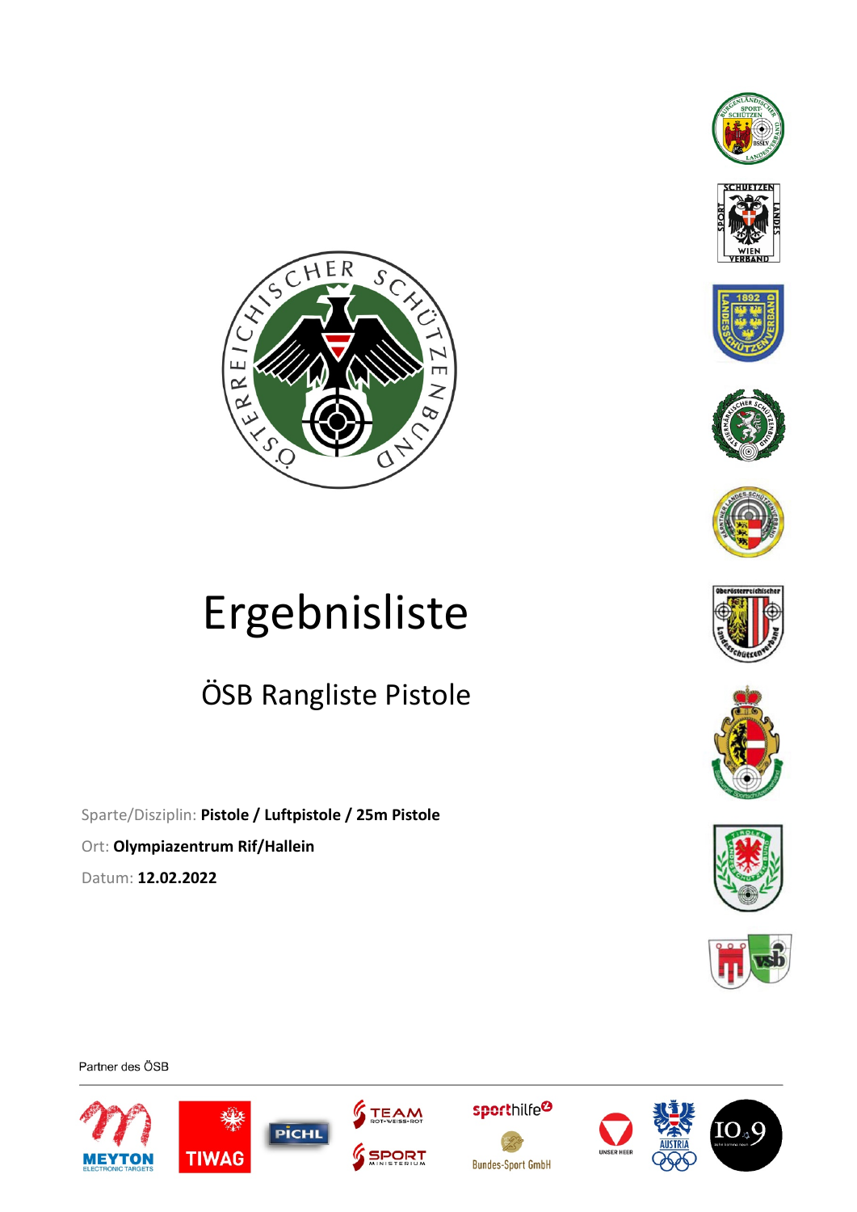# Ergebnisliste

## ÖSB Rangliste Pistole

Sparte/Disziplin: **Pistole / Luftpistole / 25m Pistole**

Ort: **Olympiazentrum Rif/Hallein**

Datum: **12.02.2022**

Partner des ÖSB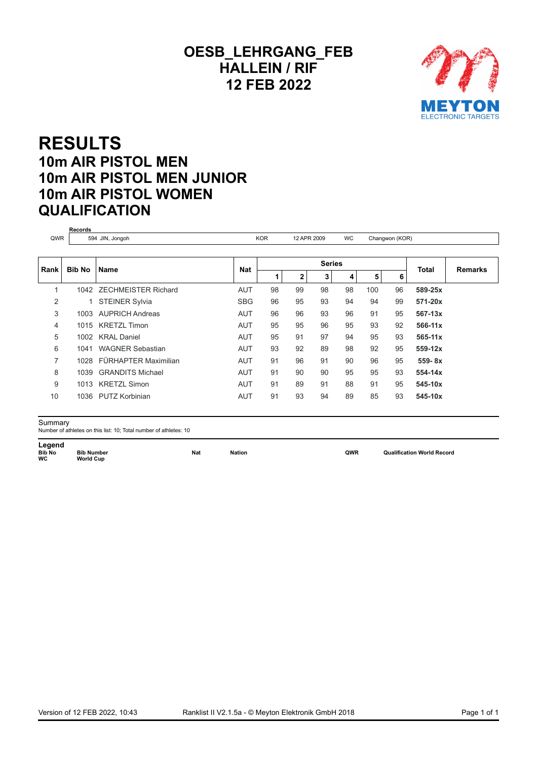# OESB_LEHRGANG_FEB
# HALLEIN / RIF
# 12 FEB 2022

MEYTON
ELECTRONIC TARGETS

# RESULTS
## 10m AIR PISTOL MEN
## 10m AIR PISTOL MEN JUNIOR
## 10m AIR PISTOL WOMEN
## QUALIFICATION

**Records**

| | | | | | |
|---|---|---|---|---|---|
| QWR | 594 JIN, Jongoh | KOR | 12 APR 2009 | WC | Changwon (KOR) |

| Rank | Bib No | Name | Nat | Series | | | | | | Total | Remarks |
|---|---|---|---|---|---|---|---|---|---|---|---|
| | | | | 1 | 2 | 3 | 4 | 5 | 6 | | |
| 1 | 1042 | ZECHMEISTER Richard | AUT | 98 | 99 | 98 | 98 | 100 | 96 | **589-25x** | |
| 2 | 1 | STEINER Sylvia | SBG | 96 | 95 | 93 | 94 | 94 | 99 | **571-20x** | |
| 3 | 1003 | AUPRICH Andreas | AUT | 96 | 96 | 93 | 96 | 91 | 95 | **567-13x** | |
| 4 | 1015 | KRETZL Timon | AUT | 95 | 95 | 96 | 95 | 93 | 92 | **566-11x** | |
| 5 | 1002 | KRAL Daniel | AUT | 95 | 91 | 97 | 94 | 95 | 93 | **565-11x** | |
| 6 | 1041 | WAGNER Sebastian | AUT | 93 | 92 | 89 | 98 | 92 | 95 | **559-12x** | |
| 7 | 1028 | FÜRHAPTER Maximilian | AUT | 91 | 96 | 91 | 90 | 96 | 95 | **559- 8x** | |
| 8 | 1039 | GRANDITS Michael | AUT | 91 | 90 | 90 | 95 | 95 | 93 | **554-14x** | |
| 9 | 1013 | KRETZL Simon | AUT | 91 | 89 | 91 | 88 | 91 | 95 | **545-10x** | |
| 10 | 1036 | PUTZ Korbinian | AUT | 91 | 93 | 94 | 89 | 85 | 93 | **545-10x** | |

Summary
Number of athletes on this list: 10; Total number of athletes: 10

**Legend**

| | | | | | |
|---|---|---|---|---|---|
| **Bib No** | **Bib Number** | **Nat** | **Nation** | **QWR** | **Qualification World Record** |
| **WC** | **World Cup** | | | | |

Version of 12 FEB 2022, 10:43 — Ranklist II V2.1.5a - © Meyton Elektronik GmbH 2018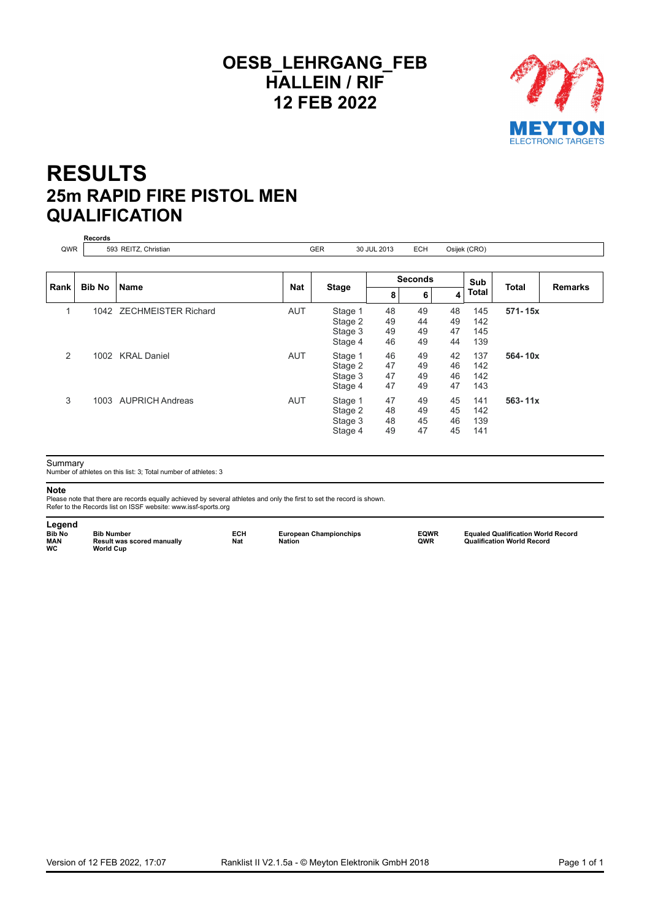# OESB_LEHRGANG_FEB
# HALLEIN / RIF
# 12 FEB 2022

MEYTON
ELECTRONIC TARGETS

# RESULTS
## 25m RAPID FIRE PISTOL MEN
## QUALIFICATION

| | Records | | | | |
|---|---|---|---|---|---|
| QWR | 593 REITZ, Christian | GER | 30 JUL 2013 | ECH | Osijek (CRO) |

| Rank | Bib No | Name | Nat | Stage | Seconds 8 | 6 | 4 | Sub Total | Total | Remarks |
|---|---|---|---|---|---|---|---|---|---|---|
| 1 | 1042 | ZECHMEISTER Richard | AUT | Stage 1 | 48 | 49 | 48 | 145 | **571- 15x** | |
| | | | | Stage 2 | 49 | 44 | 49 | 142 | | |
| | | | | Stage 3 | 49 | 49 | 47 | 145 | | |
| | | | | Stage 4 | 46 | 49 | 44 | 139 | | |
| 2 | 1002 | KRAL Daniel | AUT | Stage 1 | 46 | 49 | 42 | 137 | **564- 10x** | |
| | | | | Stage 2 | 47 | 49 | 46 | 142 | | |
| | | | | Stage 3 | 47 | 49 | 46 | 142 | | |
| | | | | Stage 4 | 47 | 49 | 47 | 143 | | |
| 3 | 1003 | AUPRICH Andreas | AUT | Stage 1 | 47 | 49 | 45 | 141 | **563- 11x** | |
| | | | | Stage 2 | 48 | 49 | 45 | 142 | | |
| | | | | Stage 3 | 48 | 45 | 46 | 139 | | |
| | | | | Stage 4 | 49 | 47 | 45 | 141 | | |

Summary
Number of athletes on this list: 3; Total number of athletes: 3

**Note**
Please note that there are records equally achieved by several athletes and only the first to set the record is shown.
Refer to the Records list on ISSF website: www.issf-sports.org

**Legend**

| | | | | | |
|---|---|---|---|---|---|
| **Bib No** | **Bib Number** | **ECH** | **European Championchips** | **EQWR** | **Equaled Qualification World Record** |
| **MAN** | **Result was scored manually** | **Nat** | **Nation** | **QWR** | **Qualification World Record** |
| **WC** | **World Cup** | | | | |

Version of 12 FEB 2022, 17:07 Ranklist II V2.1.5a - © Meyton Elektronik GmbH 2018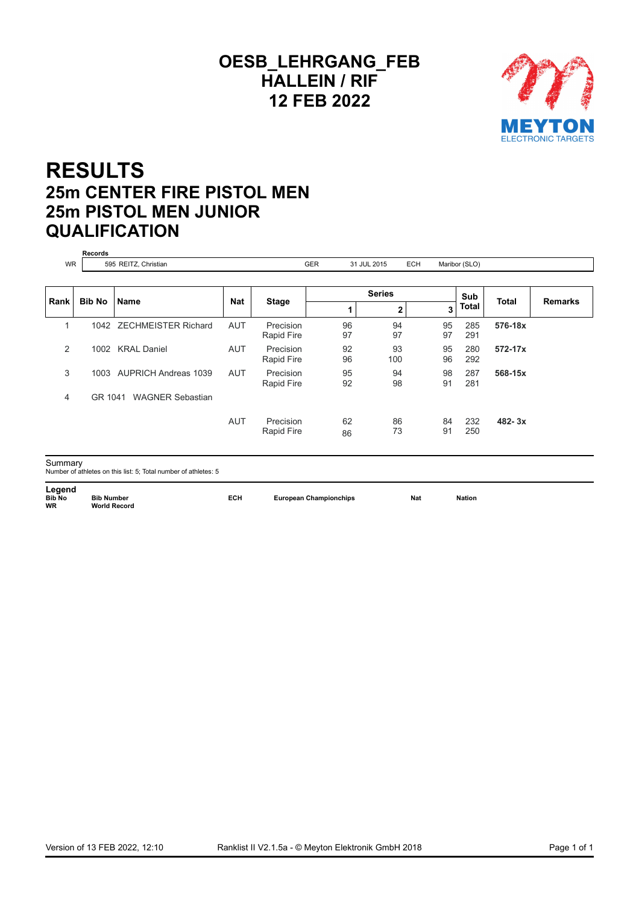# OESB_LEHRGANG_FEB
# HALLEIN / RIF
# 12 FEB 2022

MEYTON
ELECTRONIC TARGETS

# RESULTS
## 25m CENTER FIRE PISTOL MEN
## 25m PISTOL MEN JUNIOR
## QUALIFICATION

**Records**

| | | | | | |
|---|---|---|---|---|---|
| WR | 595 REITZ, Christian | GER | 31 JUL 2015 | ECH | Maribor (SLO) |

| Rank | Bib No | Name | Nat | Stage | Series 1 | Series 2 | Series 3 | Sub Total | Total | Remarks |
|---|---|---|---|---|---|---|---|---|---|---|
| 1 | 1042 | ZECHMEISTER Richard | AUT | Precision | 96 | 94 | 95 | 285 | **576-18x** | |
| | | | | Rapid Fire | 97 | 97 | 97 | 291 | | |
| 2 | 1002 | KRAL Daniel | AUT | Precision | 92 | 93 | 95 | 280 | **572-17x** | |
| | | | | Rapid Fire | 96 | 100 | 96 | 292 | | |
| 3 | 1003 | AUPRICH Andreas 1039 | AUT | Precision | 95 | 94 | 98 | 287 | **568-15x** | |
| | | | | Rapid Fire | 92 | 98 | 91 | 281 | | |
| 4 | GR 1041 | WAGNER Sebastian | | | | | | | | |
| | | | AUT | Precision | 62 | 86 | 84 | 232 | **482- 3x** | |
| | | | | Rapid Fire | 86 | 73 | 91 | 250 | | |

Summary
Number of athletes on this list: 5; Total number of athletes: 5

**Legend**

| | | | | | |
|---|---|---|---|---|---|
| **Bib No** | **Bib Number** | **ECH** | **European Championchips** | **Nat** | **Nation** |
| **WR** | **World Record** | | | | |

Version of 13 FEB 2022, 12:10 — Ranklist II V2.1.5a - © Meyton Elektronik GmbH 2018